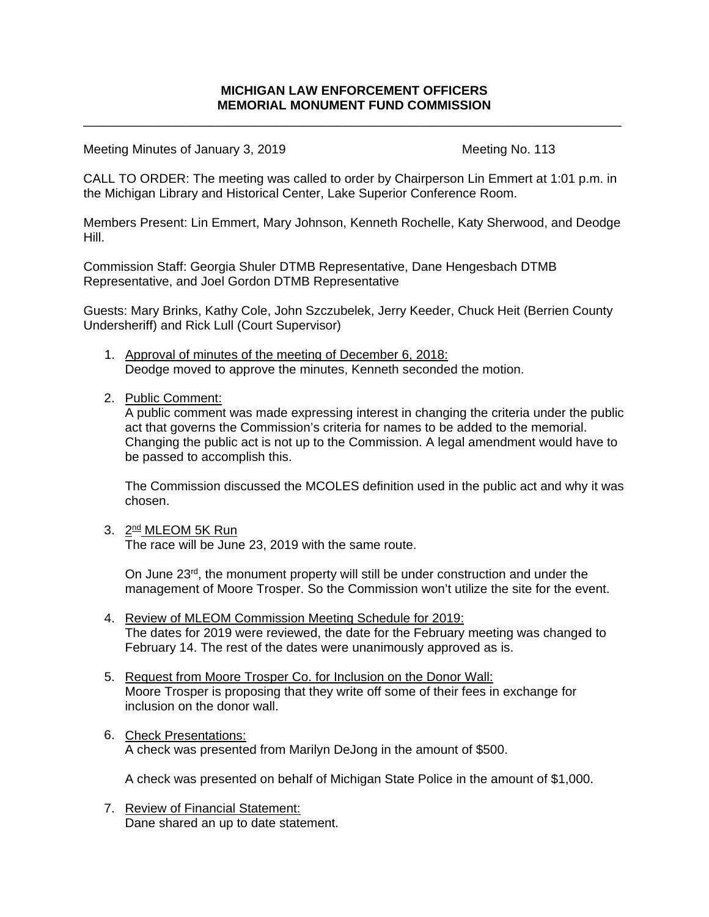**MICHIGAN LAW ENFORCEMENT OFFICERS**
**MEMORIAL MONUMENT FUND COMMISSION**

---

Meeting Minutes of January 3, 2019 Meeting No. 113

CALL TO ORDER: The meeting was called to order by Chairperson Lin Emmert at 1:01 p.m. in the Michigan Library and Historical Center, Lake Superior Conference Room.

Members Present: Lin Emmert, Mary Johnson, Kenneth Rochelle, Katy Sherwood, and Deodge Hill.

Commission Staff: Georgia Shuler DTMB Representative, Dane Hengesbach DTMB Representative, and Joel Gordon DTMB Representative

Guests: Mary Brinks, Kathy Cole, John Szczubelek, Jerry Keeder, Chuck Heit (Berrien County Undersheriff) and Rick Lull (Court Supervisor)

1. <u>Approval of minutes of the meeting of December 6, 2018:</u>
   Deodge moved to approve the minutes, Kenneth seconded the motion.

2. <u>Public Comment:</u>
   A public comment was made expressing interest in changing the criteria under the public act that governs the Commission's criteria for names to be added to the memorial. Changing the public act is not up to the Commission. A legal amendment would have to be passed to accomplish this.

   The Commission discussed the MCOLES definition used in the public act and why it was chosen.

3. <u>2nd MLEOM 5K Run</u>
   The race will be June 23, 2019 with the same route.

   On June 23rd, the monument property will still be under construction and under the management of Moore Trosper. So the Commission won't utilize the site for the event.

4. <u>Review of MLEOM Commission Meeting Schedule for 2019:</u>
   The dates for 2019 were reviewed, the date for the February meeting was changed to February 14. The rest of the dates were unanimously approved as is.

5. <u>Request from Moore Trosper Co. for Inclusion on the Donor Wall:</u>
   Moore Trosper is proposing that they write off some of their fees in exchange for inclusion on the donor wall.

6. <u>Check Presentations:</u>
   A check was presented from Marilyn DeJong in the amount of $500.

   A check was presented on behalf of Michigan State Police in the amount of $1,000.

7. <u>Review of Financial Statement:</u>
   Dane shared an up to date statement.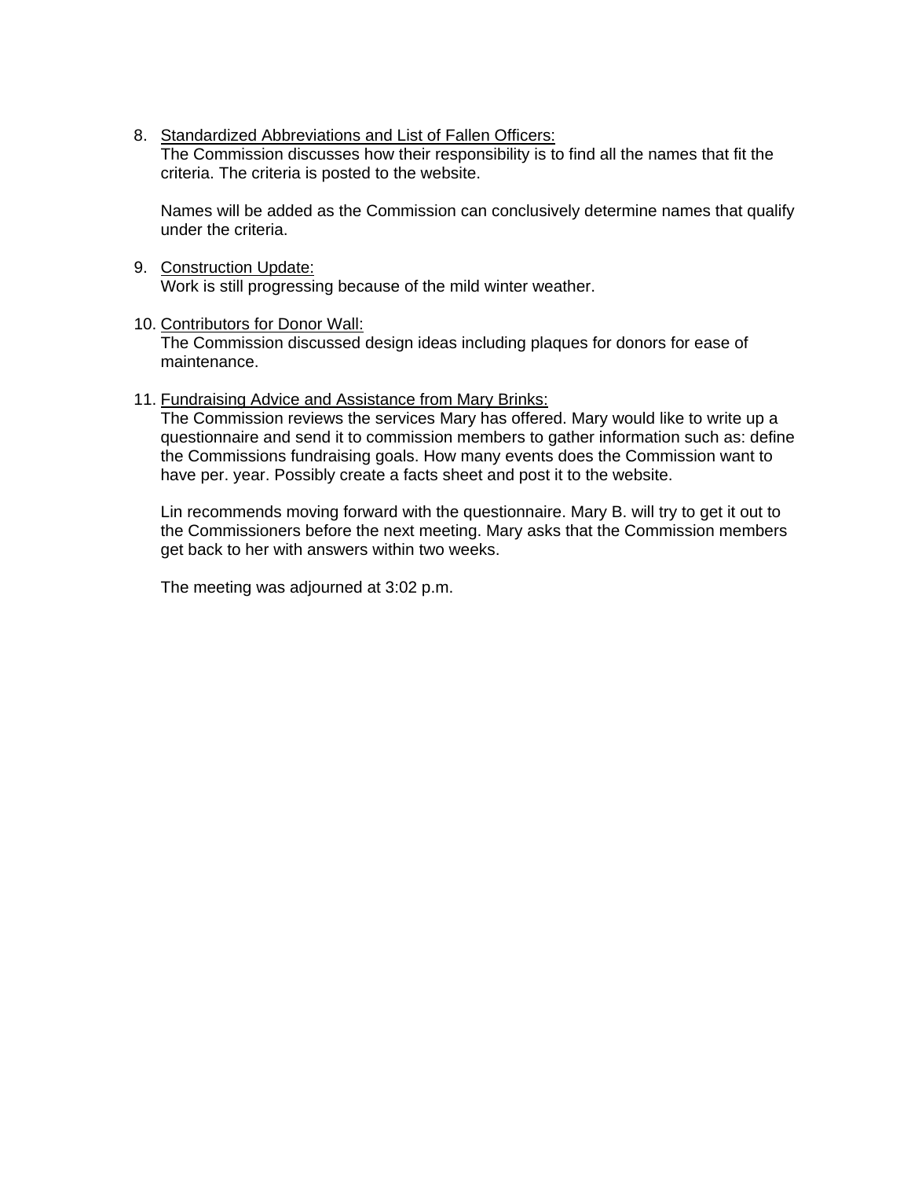8. <u>Standardized Abbreviations and List of Fallen Officers:</u>
   The Commission discusses how their responsibility is to find all the names that fit the criteria. The criteria is posted to the website.

   Names will be added as the Commission can conclusively determine names that qualify under the criteria.

9. <u>Construction Update:</u>
   Work is still progressing because of the mild winter weather.

10. <u>Contributors for Donor Wall:</u>
    The Commission discussed design ideas including plaques for donors for ease of maintenance.

11. <u>Fundraising Advice and Assistance from Mary Brinks:</u>
    The Commission reviews the services Mary has offered. Mary would like to write up a questionnaire and send it to commission members to gather information such as: define the Commissions fundraising goals. How many events does the Commission want to have per. year. Possibly create a facts sheet and post it to the website.

    Lin recommends moving forward with the questionnaire. Mary B. will try to get it out to the Commissioners before the next meeting. Mary asks that the Commission members get back to her with answers within two weeks.

    The meeting was adjourned at 3:02 p.m.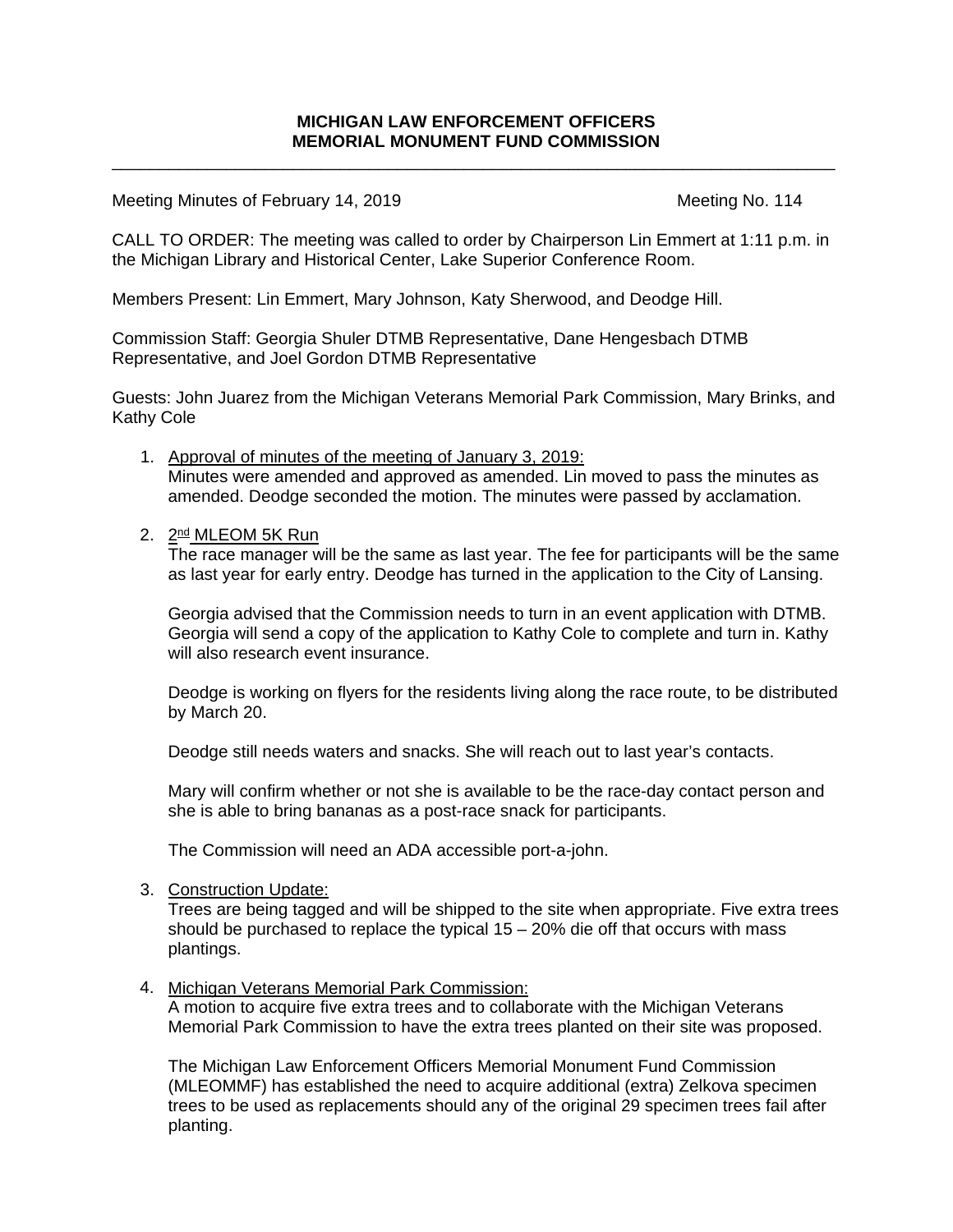**MICHIGAN LAW ENFORCEMENT OFFICERS**
**MEMORIAL MONUMENT FUND COMMISSION**

---

Meeting Minutes of February 14, 2019 Meeting No. 114

CALL TO ORDER: The meeting was called to order by Chairperson Lin Emmert at 1:11 p.m. in the Michigan Library and Historical Center, Lake Superior Conference Room.

Members Present: Lin Emmert, Mary Johnson, Katy Sherwood, and Deodge Hill.

Commission Staff: Georgia Shuler DTMB Representative, Dane Hengesbach DTMB Representative, and Joel Gordon DTMB Representative

Guests: John Juarez from the Michigan Veterans Memorial Park Commission, Mary Brinks, and Kathy Cole

1. Approval of minutes of the meeting of January 3, 2019:
   Minutes were amended and approved as amended. Lin moved to pass the minutes as amended. Deodge seconded the motion. The minutes were passed by acclamation.

2. 2nd MLEOM 5K Run
   The race manager will be the same as last year. The fee for participants will be the same as last year for early entry. Deodge has turned in the application to the City of Lansing.

   Georgia advised that the Commission needs to turn in an event application with DTMB. Georgia will send a copy of the application to Kathy Cole to complete and turn in. Kathy will also research event insurance.

   Deodge is working on flyers for the residents living along the race route, to be distributed by March 20.

   Deodge still needs waters and snacks. She will reach out to last year's contacts.

   Mary will confirm whether or not she is available to be the race-day contact person and she is able to bring bananas as a post-race snack for participants.

   The Commission will need an ADA accessible port-a-john.

3. Construction Update:
   Trees are being tagged and will be shipped to the site when appropriate. Five extra trees should be purchased to replace the typical 15 – 20% die off that occurs with mass plantings.

4. Michigan Veterans Memorial Park Commission:
   A motion to acquire five extra trees and to collaborate with the Michigan Veterans Memorial Park Commission to have the extra trees planted on their site was proposed.

   The Michigan Law Enforcement Officers Memorial Monument Fund Commission (MLEOMMF) has established the need to acquire additional (extra) Zelkova specimen trees to be used as replacements should any of the original 29 specimen trees fail after planting.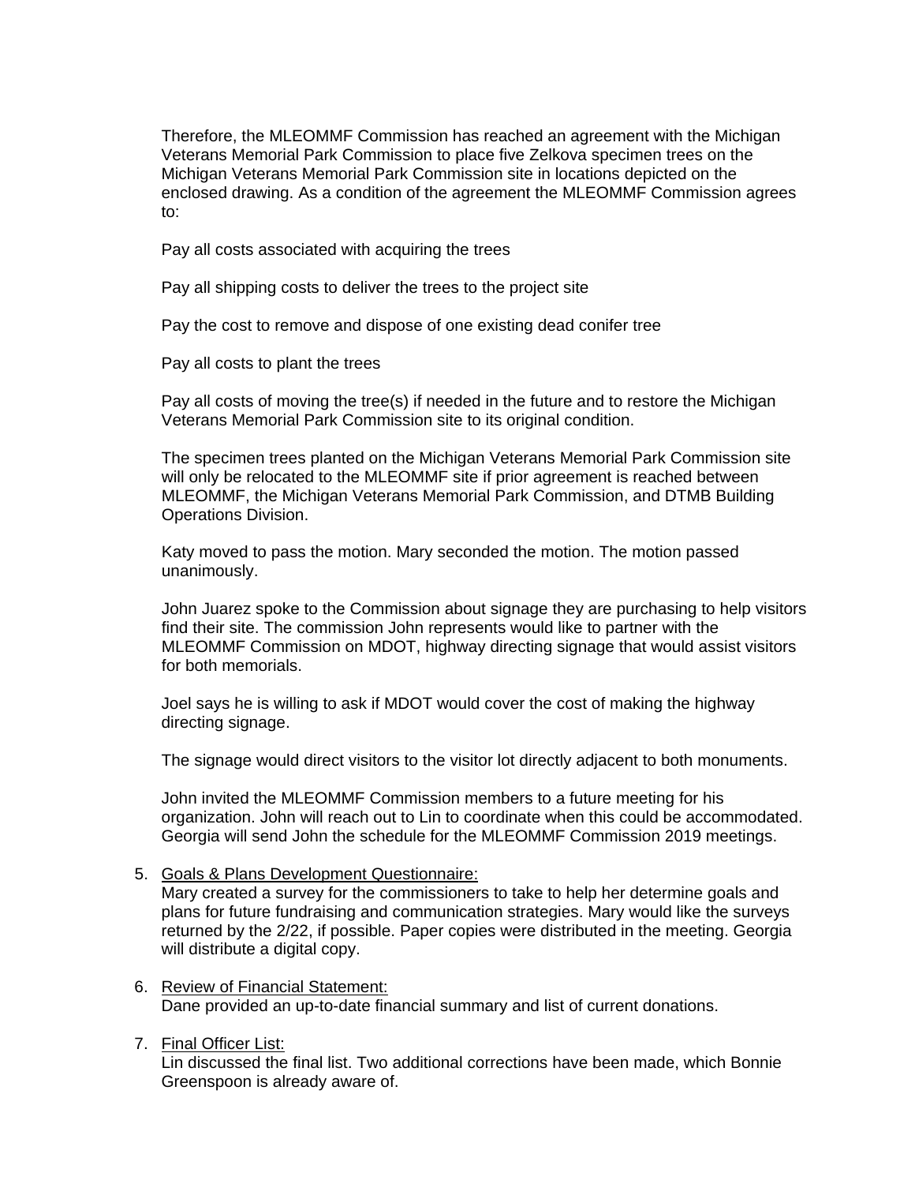Therefore, the MLEOMMF Commission has reached an agreement with the Michigan Veterans Memorial Park Commission to place five Zelkova specimen trees on the Michigan Veterans Memorial Park Commission site in locations depicted on the enclosed drawing. As a condition of the agreement the MLEOMMF Commission agrees to:

Pay all costs associated with acquiring the trees

Pay all shipping costs to deliver the trees to the project site

Pay the cost to remove and dispose of one existing dead conifer tree

Pay all costs to plant the trees

Pay all costs of moving the tree(s) if needed in the future and to restore the Michigan Veterans Memorial Park Commission site to its original condition.

The specimen trees planted on the Michigan Veterans Memorial Park Commission site will only be relocated to the MLEOMMF site if prior agreement is reached between MLEOMMF, the Michigan Veterans Memorial Park Commission, and DTMB Building Operations Division.

Katy moved to pass the motion. Mary seconded the motion. The motion passed unanimously.

John Juarez spoke to the Commission about signage they are purchasing to help visitors find their site. The commission John represents would like to partner with the MLEOMMF Commission on MDOT, highway directing signage that would assist visitors for both memorials.

Joel says he is willing to ask if MDOT would cover the cost of making the highway directing signage.

The signage would direct visitors to the visitor lot directly adjacent to both monuments.

John invited the MLEOMMF Commission members to a future meeting for his organization. John will reach out to Lin to coordinate when this could be accommodated. Georgia will send John the schedule for the MLEOMMF Commission 2019 meetings.

5. <u>Goals & Plans Development Questionnaire:</u>
   Mary created a survey for the commissioners to take to help her determine goals and plans for future fundraising and communication strategies. Mary would like the surveys returned by the 2/22, if possible. Paper copies were distributed in the meeting. Georgia will distribute a digital copy.

6. <u>Review of Financial Statement:</u>
   Dane provided an up-to-date financial summary and list of current donations.

7. <u>Final Officer List:</u>
   Lin discussed the final list. Two additional corrections have been made, which Bonnie Greenspoon is already aware of.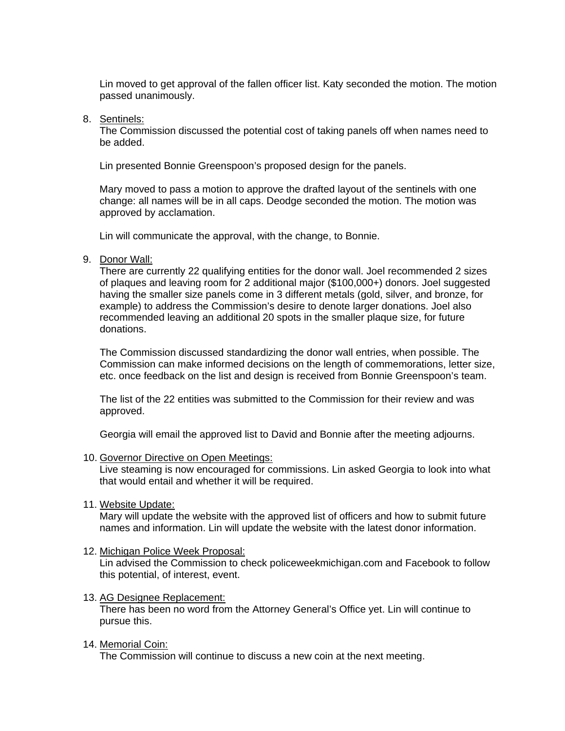Lin moved to get approval of the fallen officer list. Katy seconded the motion. The motion passed unanimously.

8. <u>Sentinels:</u>
   The Commission discussed the potential cost of taking panels off when names need to be added.

   Lin presented Bonnie Greenspoon's proposed design for the panels.

   Mary moved to pass a motion to approve the drafted layout of the sentinels with one change: all names will be in all caps. Deodge seconded the motion. The motion was approved by acclamation.

   Lin will communicate the approval, with the change, to Bonnie.

9. <u>Donor Wall:</u>
   There are currently 22 qualifying entities for the donor wall. Joel recommended 2 sizes of plaques and leaving room for 2 additional major ($100,000+) donors. Joel suggested having the smaller size panels come in 3 different metals (gold, silver, and bronze, for example) to address the Commission's desire to denote larger donations. Joel also recommended leaving an additional 20 spots in the smaller plaque size, for future donations.

   The Commission discussed standardizing the donor wall entries, when possible. The Commission can make informed decisions on the length of commemorations, letter size, etc. once feedback on the list and design is received from Bonnie Greenspoon's team.

   The list of the 22 entities was submitted to the Commission for their review and was approved.

   Georgia will email the approved list to David and Bonnie after the meeting adjourns.

10. <u>Governor Directive on Open Meetings:</u>
    Live steaming is now encouraged for commissions. Lin asked Georgia to look into what that would entail and whether it will be required.

11. <u>Website Update:</u>
    Mary will update the website with the approved list of officers and how to submit future names and information. Lin will update the website with the latest donor information.

12. <u>Michigan Police Week Proposal:</u>
    Lin advised the Commission to check policeweekmichigan.com and Facebook to follow this potential, of interest, event.

13. <u>AG Designee Replacement:</u>
    There has been no word from the Attorney General's Office yet. Lin will continue to pursue this.

14. <u>Memorial Coin:</u>
    The Commission will continue to discuss a new coin at the next meeting.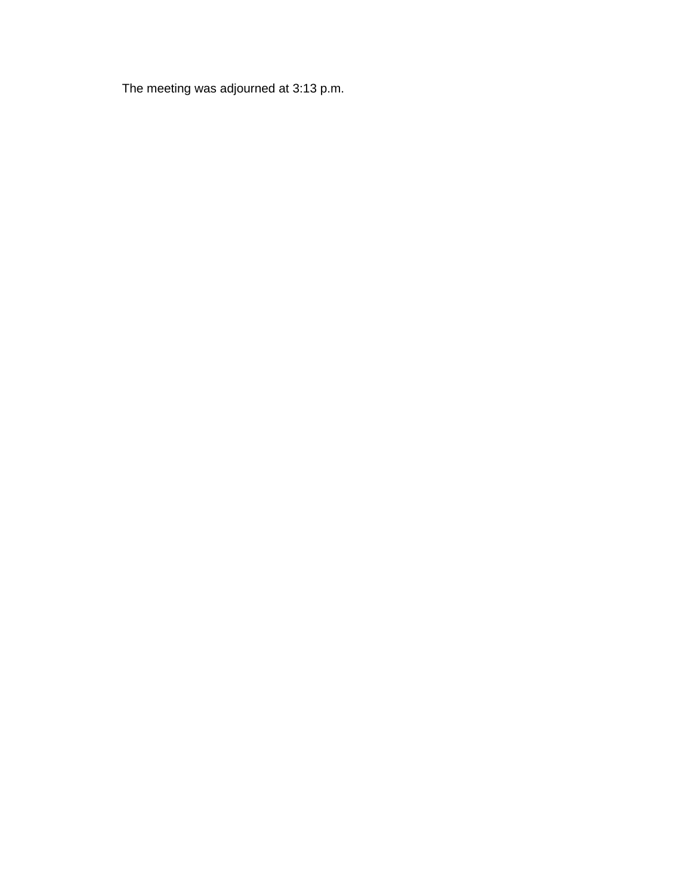The meeting was adjourned at 3:13 p.m.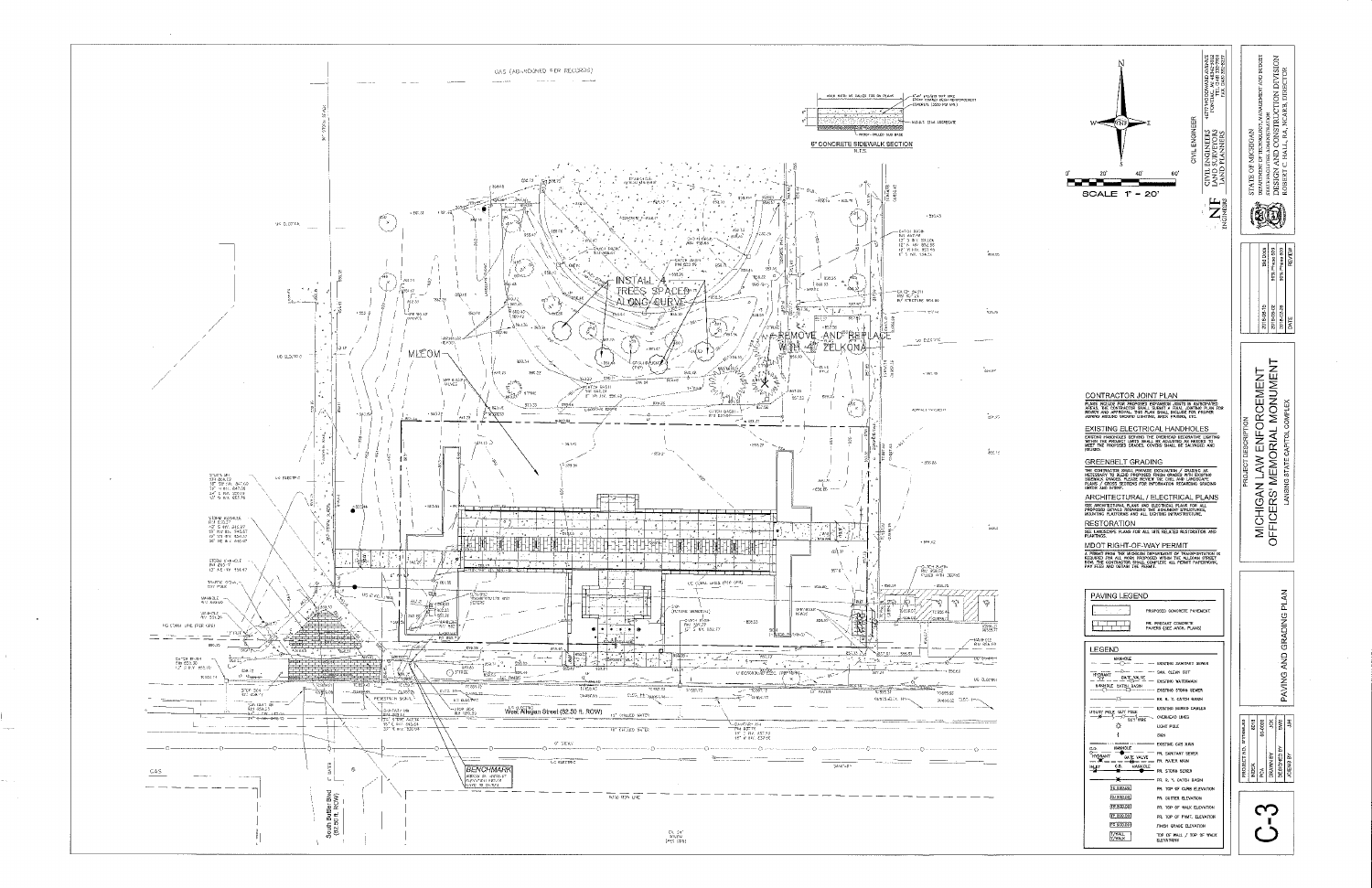## CONTRACTOR JOINT PLAN

PLANS INCLUDE FOR PROPOSED EXPANSION JOINTS IN APPROPRIATE AREAS. THE CONTRACTOR SHALL SUBMIT A FINAL JOINTING PLAN FOR REVIEW AND APPROVAL. THIS PLAN SHALL INCLUDE FOR PROPER JOINTING AROUND GROUND LIGHTING, AREA PAVERS, ETC.

## EXISTING ELECTRICAL HANDHOLES

EXISTING HANDHOLES SERVING THE OVERHEAD DECORATIVE LIGHTING WITHIN THE PROJECT LIMITS SHALL BE ADJUSTED AS NEEDED TO MEET THE PROPOSED GRADES. COVERS SHALL BE SALVAGED AND REUSED.

## GREENBELT GRADING

THE CONTRACTOR SHALL PROVIDE EXCAVATION / GRADING AS NECESSARY TO SLOPE PROPOSED FINISH GRADES WITH EXISTING SIDEWALK GRADES. PLEASE REVIEW THE CIVIL AND LANDSCAPE PLANS / CROSS SECTIONS FOR INFORMATION REGARDING GRADING ABOVE AND INTENT.

## ARCHITECTURAL / ELECTRICAL PLANS

SEE ARCHITECTURAL PLANS AND ELECTRICAL PLANS FOR ALL PROPOSED DETAILS REGARDING THE MONUMENT STRUCTURES, MOUNTING PLATFORMS AND ALL LIGHTING INFRASTRUCTURE.

## RESTORATION

SEE LANDSCAPE PLANS FOR ALL SITE RELATED RESTORATION AND PLANTINGS.

## MDOT RIGHT-OF-WAY PERMIT

A PERMIT FROM THE MICHIGAN DEPARTMENT OF TRANSPORTATION IS REQUIRED FOR ALL WORK PERFORMED WITHIN THE ALLEGAN STREET ROW. THE CONTRACTOR SHALL COMPLETE ALL PERMIT PAPERWORK, PAY FEES AND OBTAIN THE PERMIT.

## PAVING LEGEND

| Symbol | Description |
| --- | --- |
| (hatch) | PROPOSED CONCRETE PAVEMENT |
| (brick) | PR. PRECAST CONCRETE PAVERS (SEE ARCH. PLANS) |

## LEGEND

| Symbol | Description |
| --- | --- |
| MANHOLE | EXISTING SANITARY SEWER |
| | SAN. CLEAN OUT |
| HYDRANT, GATE VALVE | EXISTING WATERMAIN |
| MANHOLE, CATCH BASIN | EXISTING STORM SEWER |
| | EX. R. Y. CATCH BASIN |
| | EXISTING BURIED CABLES |
| UTILITY POLE, GUY POLE, GUY WIRE | OVERHEAD LINES |
| | LIGHT POLE |
| | SIGN |
| | EXISTING GAS MAIN |
| MANHOLE | PR. SANITARY SEWER |
| HYDRANT, GATE VALVE | PR. WATER MAIN |
| INLET, C.B., MANHOLE | PR. STORM SEWER |
| | PR. R. Y. CATCH BASIN |
| TC 000.00 | PR. TOP OF CURB ELEVATION |
| G 000.00 | PR. GUTTER ELEVATION |
| TW 000.00 | PR. TOP OF WALK ELEVATION |
| TP 000.00 | PR. TOP OF PAVT. ELEVATION |
| FG 000.00 | FINISH GRADE ELEVATION |
| T/WALL B/WALL | TOP OF WALL / TOP OF WALK ELEVATION |

6" CONCRETE SIDEWALK SECTION
N.T.S.

INSTALL 4 TREES SPACED ALONG CURVE

REMOVE AND REPLACE WITH 4" ZELKONA

West Allegan Street (82.50 ft. ROW)

South Butler Blvd (82.50 ft. ROW)

BENCHMARK

GAS (ABANDONED PER RECORDS)

SCALE 1" = 20'

CIVIL ENGINEER

NF ENGINEERS — CIVIL ENGINEERS, LAND SURVEYORS, LAND PLANNERS

STATE OF MICHIGAN
DEPARTMENT OF TECHNOLOGY, MANAGEMENT AND BUDGET
DESIGN AND CONSTRUCTION DIVISION
ROBERT C. HALL, RA, NCARB, DIRECTOR

PROJECT DESCRIPTION
MICHIGAN LAW ENFORCEMENT OFFICERS' MEMORIAL MONUMENT
LANSING STATE CAPITOL COMPLEX

PAVING AND GRADING PLAN

C-3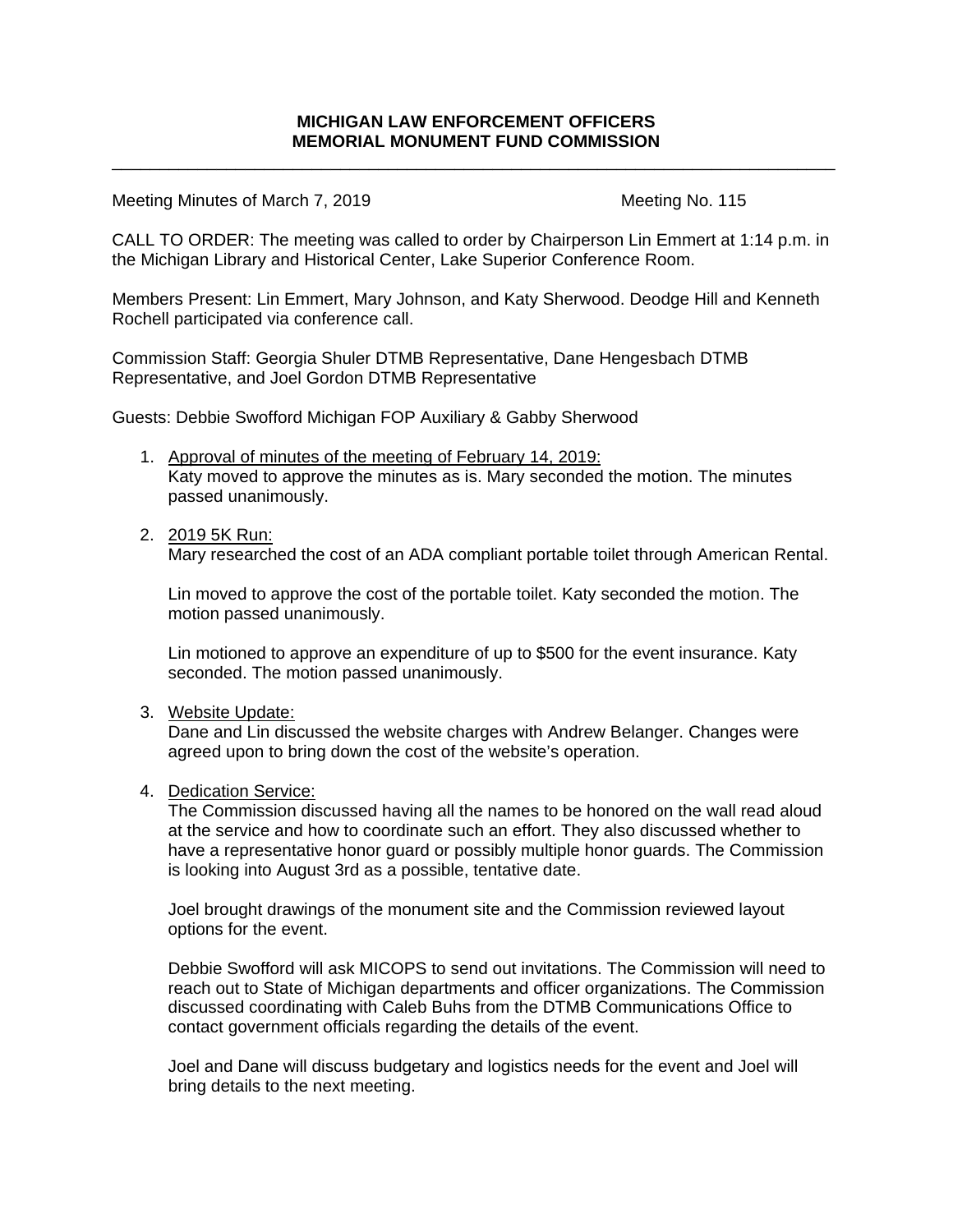**MICHIGAN LAW ENFORCEMENT OFFICERS**
**MEMORIAL MONUMENT FUND COMMISSION**

---

Meeting Minutes of March 7, 2019 Meeting No. 115

CALL TO ORDER: The meeting was called to order by Chairperson Lin Emmert at 1:14 p.m. in the Michigan Library and Historical Center, Lake Superior Conference Room.

Members Present: Lin Emmert, Mary Johnson, and Katy Sherwood. Deodge Hill and Kenneth Rochell participated via conference call.

Commission Staff: Georgia Shuler DTMB Representative, Dane Hengesbach DTMB Representative, and Joel Gordon DTMB Representative

Guests: Debbie Swofford Michigan FOP Auxiliary & Gabby Sherwood

1. Approval of minutes of the meeting of February 14, 2019:
   Katy moved to approve the minutes as is. Mary seconded the motion. The minutes passed unanimously.

2. 2019 5K Run:
   Mary researched the cost of an ADA compliant portable toilet through American Rental.

   Lin moved to approve the cost of the portable toilet. Katy seconded the motion. The motion passed unanimously.

   Lin motioned to approve an expenditure of up to $500 for the event insurance. Katy seconded. The motion passed unanimously.

3. Website Update:
   Dane and Lin discussed the website charges with Andrew Belanger. Changes were agreed upon to bring down the cost of the website's operation.

4. Dedication Service:
   The Commission discussed having all the names to be honored on the wall read aloud at the service and how to coordinate such an effort. They also discussed whether to have a representative honor guard or possibly multiple honor guards. The Commission is looking into August 3rd as a possible, tentative date.

   Joel brought drawings of the monument site and the Commission reviewed layout options for the event.

   Debbie Swofford will ask MICOPS to send out invitations. The Commission will need to reach out to State of Michigan departments and officer organizations. The Commission discussed coordinating with Caleb Buhs from the DTMB Communications Office to contact government officials regarding the details of the event.

   Joel and Dane will discuss budgetary and logistics needs for the event and Joel will bring details to the next meeting.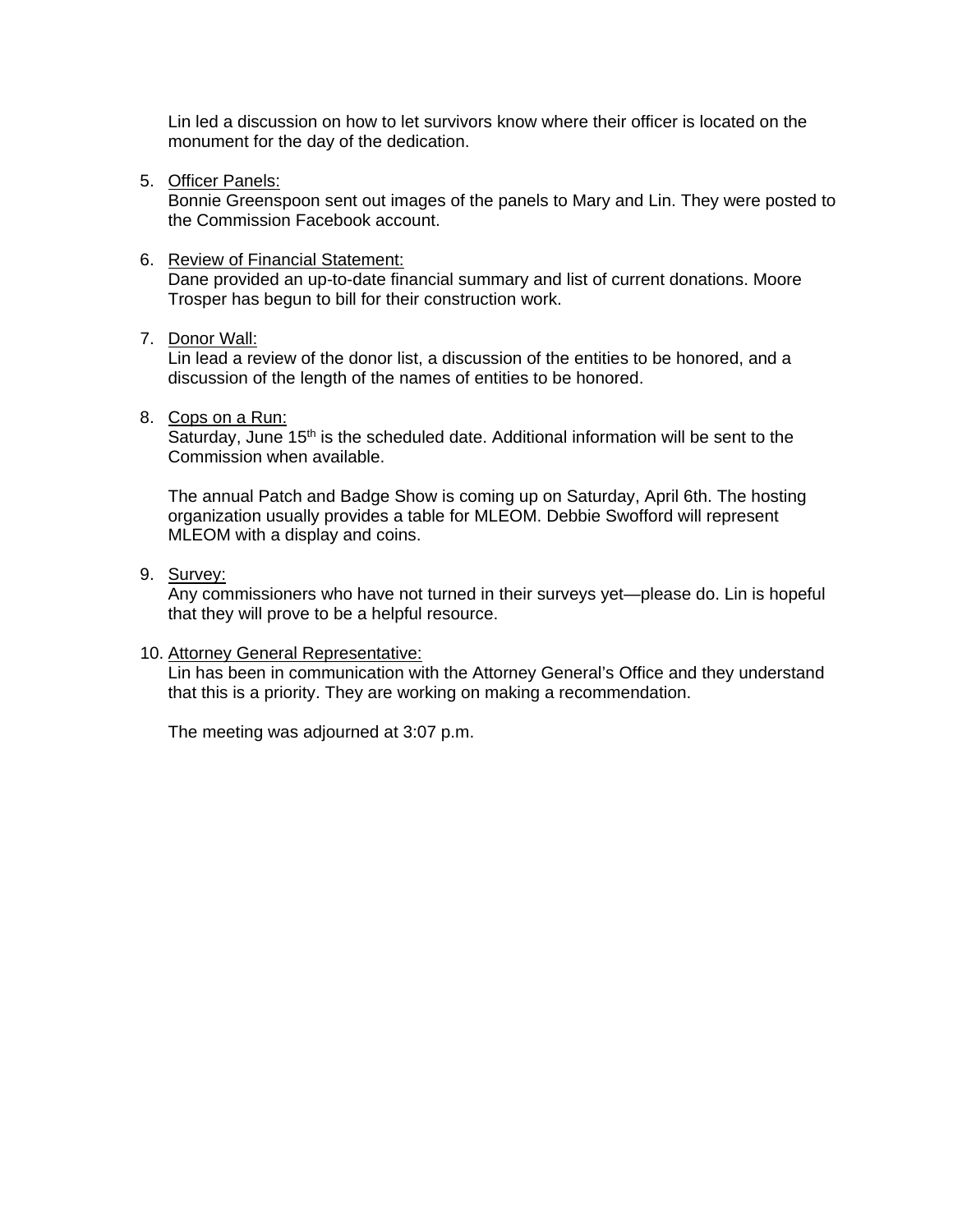Lin led a discussion on how to let survivors know where their officer is located on the monument for the day of the dedication.

5. <u>Officer Panels:</u>
   Bonnie Greenspoon sent out images of the panels to Mary and Lin. They were posted to the Commission Facebook account.

6. <u>Review of Financial Statement:</u>
   Dane provided an up-to-date financial summary and list of current donations. Moore Trosper has begun to bill for their construction work.

7. <u>Donor Wall:</u>
   Lin lead a review of the donor list, a discussion of the entities to be honored, and a discussion of the length of the names of entities to be honored.

8. <u>Cops on a Run:</u>
   Saturday, June 15th is the scheduled date. Additional information will be sent to the Commission when available.

   The annual Patch and Badge Show is coming up on Saturday, April 6th. The hosting organization usually provides a table for MLEOM. Debbie Swofford will represent MLEOM with a display and coins.

9. <u>Survey:</u>
   Any commissioners who have not turned in their surveys yet—please do. Lin is hopeful that they will prove to be a helpful resource.

10. <u>Attorney General Representative:</u>
    Lin has been in communication with the Attorney General's Office and they understand that this is a priority. They are working on making a recommendation.

    The meeting was adjourned at 3:07 p.m.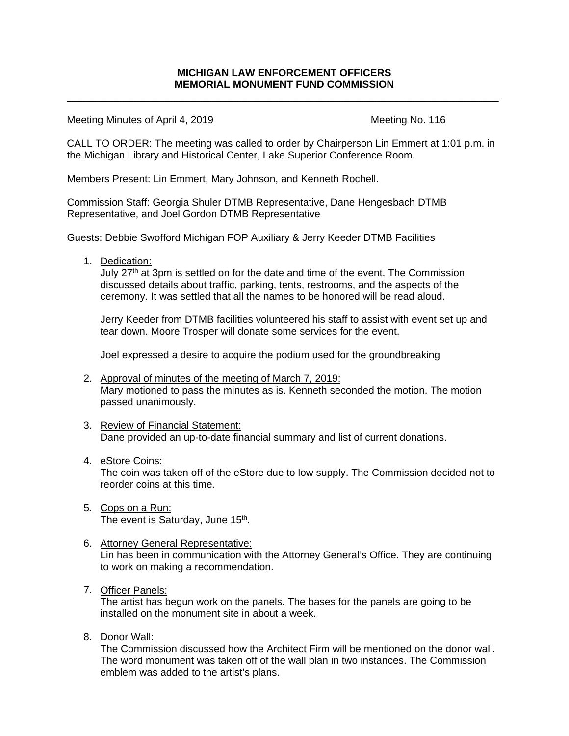**MICHIGAN LAW ENFORCEMENT OFFICERS**
**MEMORIAL MONUMENT FUND COMMISSION**

---

Meeting Minutes of April 4, 2019 Meeting No. 116

CALL TO ORDER: The meeting was called to order by Chairperson Lin Emmert at 1:01 p.m. in the Michigan Library and Historical Center, Lake Superior Conference Room.

Members Present: Lin Emmert, Mary Johnson, and Kenneth Rochell.

Commission Staff: Georgia Shuler DTMB Representative, Dane Hengesbach DTMB Representative, and Joel Gordon DTMB Representative

Guests: Debbie Swofford Michigan FOP Auxiliary & Jerry Keeder DTMB Facilities

1. Dedication:
   July 27th at 3pm is settled on for the date and time of the event. The Commission discussed details about traffic, parking, tents, restrooms, and the aspects of the ceremony. It was settled that all the names to be honored will be read aloud.

   Jerry Keeder from DTMB facilities volunteered his staff to assist with event set up and tear down. Moore Trosper will donate some services for the event.

   Joel expressed a desire to acquire the podium used for the groundbreaking

2. Approval of minutes of the meeting of March 7, 2019:
   Mary motioned to pass the minutes as is. Kenneth seconded the motion. The motion passed unanimously.

3. Review of Financial Statement:
   Dane provided an up-to-date financial summary and list of current donations.

4. eStore Coins:
   The coin was taken off of the eStore due to low supply. The Commission decided not to reorder coins at this time.

5. Cops on a Run:
   The event is Saturday, June 15th.

6. Attorney General Representative:
   Lin has been in communication with the Attorney General's Office. They are continuing to work on making a recommendation.

7. Officer Panels:
   The artist has begun work on the panels. The bases for the panels are going to be installed on the monument site in about a week.

8. Donor Wall:
   The Commission discussed how the Architect Firm will be mentioned on the donor wall. The word monument was taken off of the wall plan in two instances. The Commission emblem was added to the artist's plans.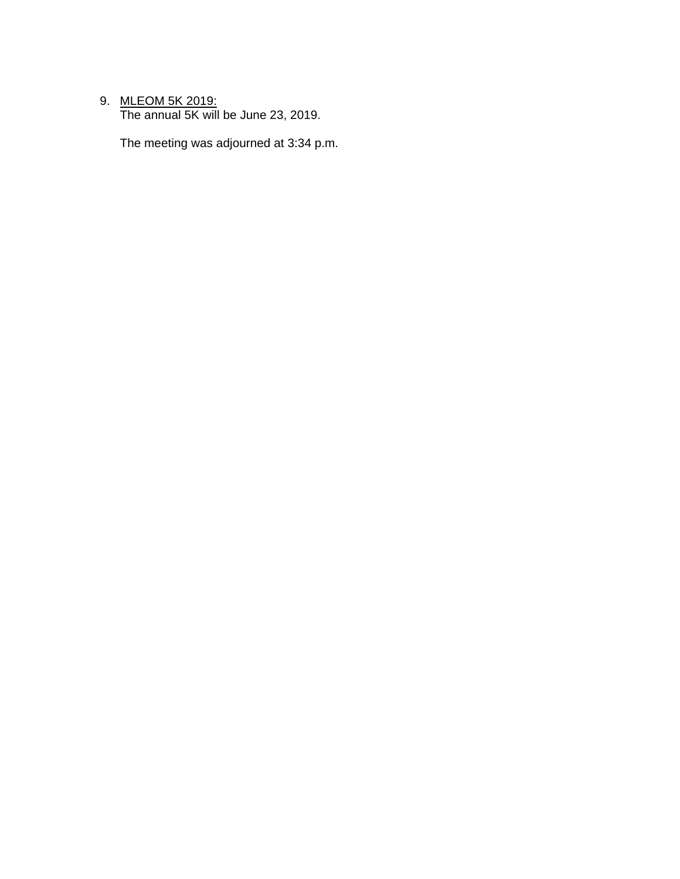9. <u>MLEOM 5K 2019:</u>
   The annual 5K will be June 23, 2019.

   The meeting was adjourned at 3:34 p.m.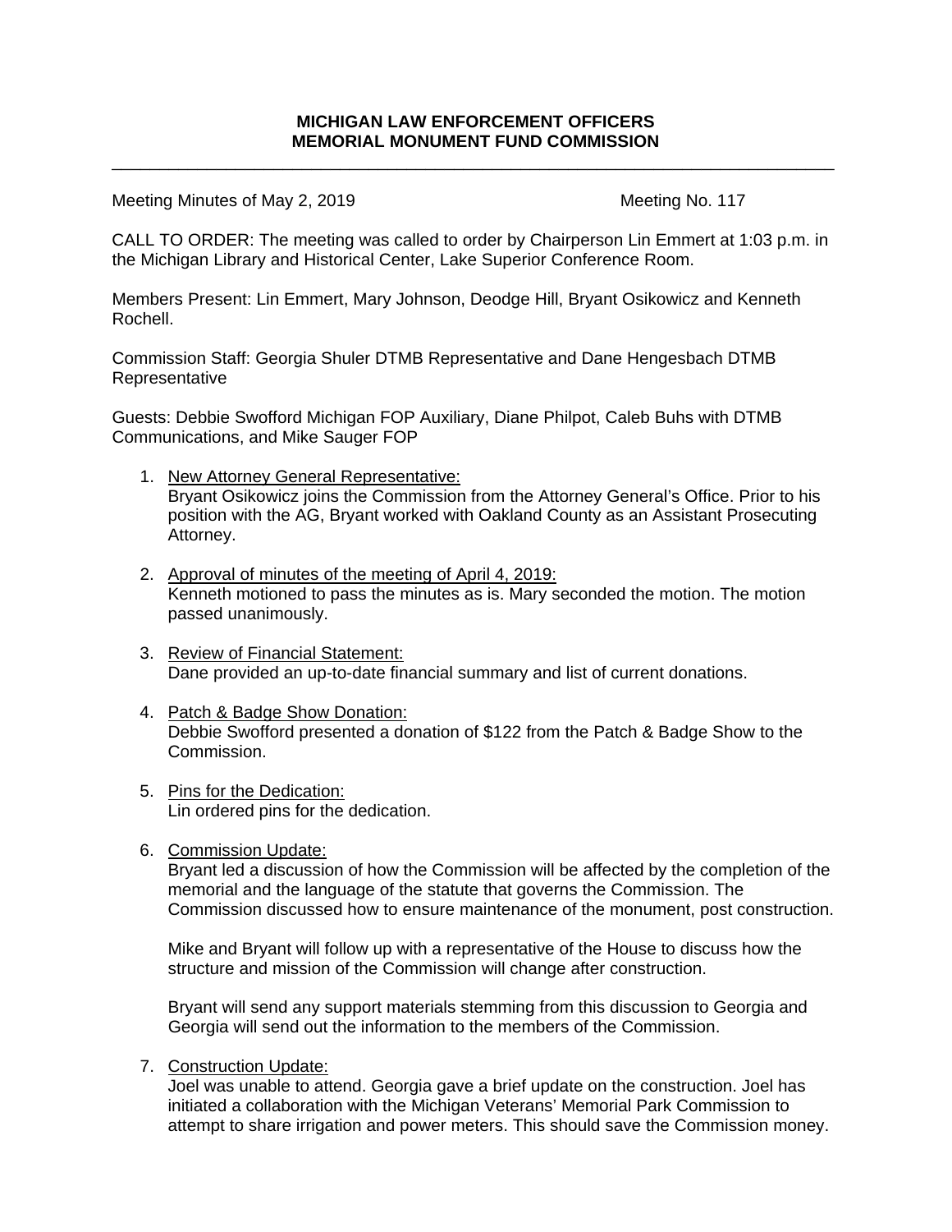**MICHIGAN LAW ENFORCEMENT OFFICERS**
**MEMORIAL MONUMENT FUND COMMISSION**

---

Meeting Minutes of May 2, 2019 Meeting No. 117

CALL TO ORDER: The meeting was called to order by Chairperson Lin Emmert at 1:03 p.m. in the Michigan Library and Historical Center, Lake Superior Conference Room.

Members Present: Lin Emmert, Mary Johnson, Deodge Hill, Bryant Osikowicz and Kenneth Rochell.

Commission Staff: Georgia Shuler DTMB Representative and Dane Hengesbach DTMB Representative

Guests: Debbie Swofford Michigan FOP Auxiliary, Diane Philpot, Caleb Buhs with DTMB Communications, and Mike Sauger FOP

1. New Attorney General Representative:
   Bryant Osikowicz joins the Commission from the Attorney General's Office. Prior to his position with the AG, Bryant worked with Oakland County as an Assistant Prosecuting Attorney.

2. Approval of minutes of the meeting of April 4, 2019:
   Kenneth motioned to pass the minutes as is. Mary seconded the motion. The motion passed unanimously.

3. Review of Financial Statement:
   Dane provided an up-to-date financial summary and list of current donations.

4. Patch & Badge Show Donation:
   Debbie Swofford presented a donation of $122 from the Patch & Badge Show to the Commission.

5. Pins for the Dedication:
   Lin ordered pins for the dedication.

6. Commission Update:
   Bryant led a discussion of how the Commission will be affected by the completion of the memorial and the language of the statute that governs the Commission. The Commission discussed how to ensure maintenance of the monument, post construction.

   Mike and Bryant will follow up with a representative of the House to discuss how the structure and mission of the Commission will change after construction.

   Bryant will send any support materials stemming from this discussion to Georgia and Georgia will send out the information to the members of the Commission.

7. Construction Update:
   Joel was unable to attend. Georgia gave a brief update on the construction. Joel has initiated a collaboration with the Michigan Veterans' Memorial Park Commission to attempt to share irrigation and power meters. This should save the Commission money.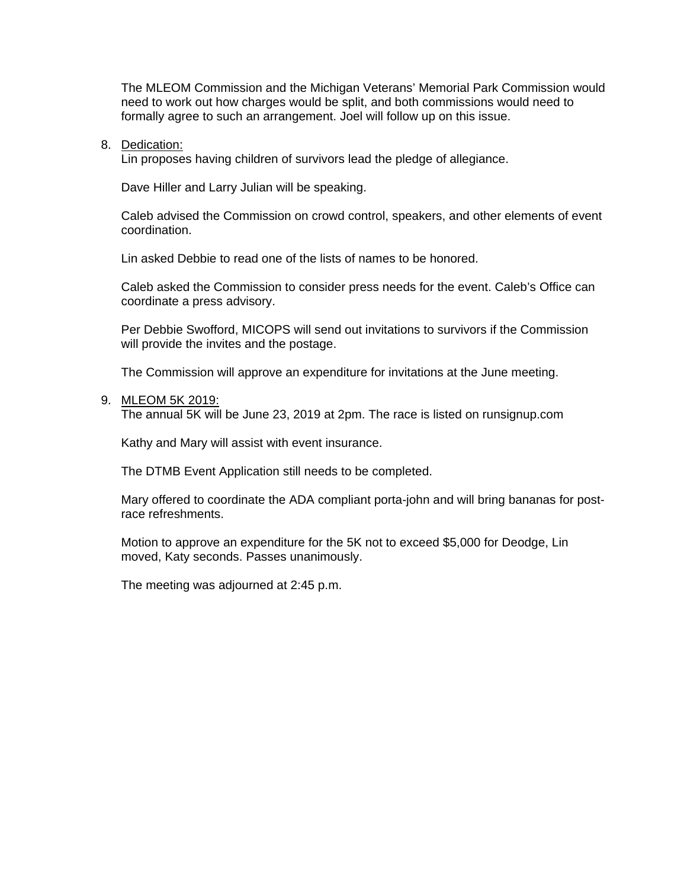The MLEOM Commission and the Michigan Veterans' Memorial Park Commission would need to work out how charges would be split, and both commissions would need to formally agree to such an arrangement. Joel will follow up on this issue.

8. Dedication:
   Lin proposes having children of survivors lead the pledge of allegiance.

   Dave Hiller and Larry Julian will be speaking.

   Caleb advised the Commission on crowd control, speakers, and other elements of event coordination.

   Lin asked Debbie to read one of the lists of names to be honored.

   Caleb asked the Commission to consider press needs for the event. Caleb's Office can coordinate a press advisory.

   Per Debbie Swofford, MICOPS will send out invitations to survivors if the Commission will provide the invites and the postage.

   The Commission will approve an expenditure for invitations at the June meeting.

9. MLEOM 5K 2019:
   The annual 5K will be June 23, 2019 at 2pm. The race is listed on runsignup.com

   Kathy and Mary will assist with event insurance.

   The DTMB Event Application still needs to be completed.

   Mary offered to coordinate the ADA compliant porta-john and will bring bananas for post-race refreshments.

   Motion to approve an expenditure for the 5K not to exceed $5,000 for Deodge, Lin moved, Katy seconds. Passes unanimously.

   The meeting was adjourned at 2:45 p.m.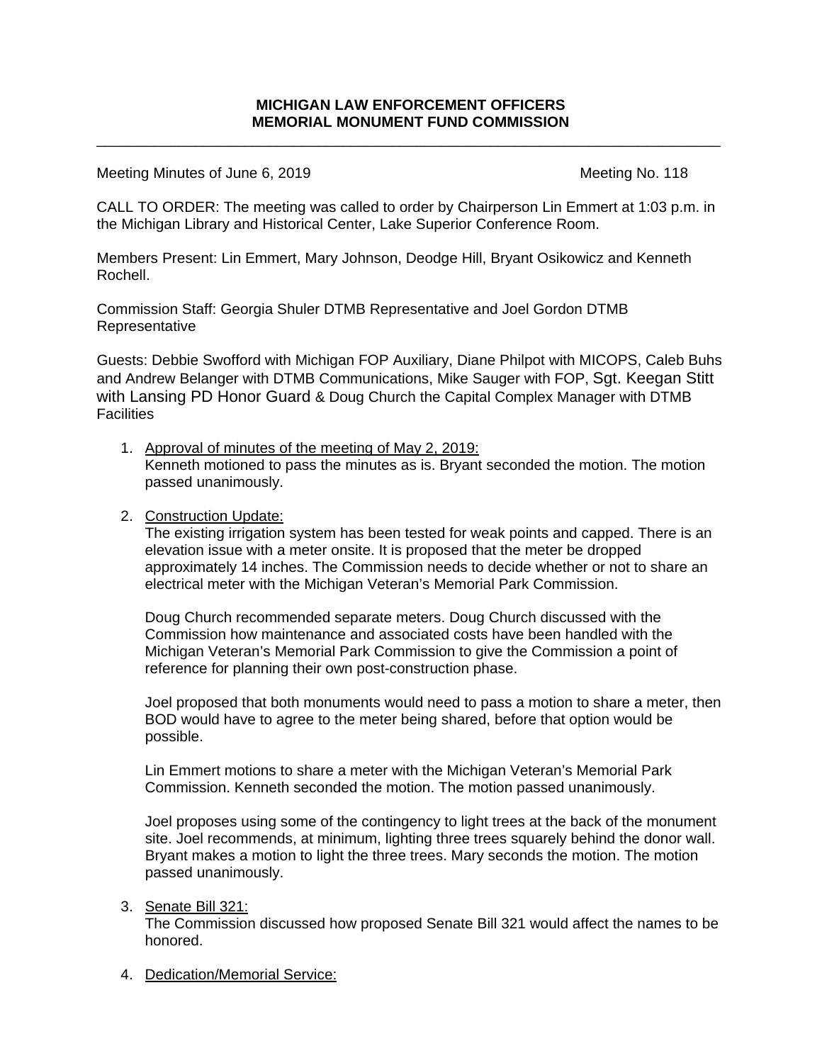**MICHIGAN LAW ENFORCEMENT OFFICERS**
**MEMORIAL MONUMENT FUND COMMISSION**

---

Meeting Minutes of June 6, 2019 Meeting No. 118

CALL TO ORDER: The meeting was called to order by Chairperson Lin Emmert at 1:03 p.m. in the Michigan Library and Historical Center, Lake Superior Conference Room.

Members Present: Lin Emmert, Mary Johnson, Deodge Hill, Bryant Osikowicz and Kenneth Rochell.

Commission Staff: Georgia Shuler DTMB Representative and Joel Gordon DTMB Representative

Guests: Debbie Swofford with Michigan FOP Auxiliary, Diane Philpot with MICOPS, Caleb Buhs and Andrew Belanger with DTMB Communications, Mike Sauger with FOP, Sgt. Keegan Stitt with Lansing PD Honor Guard & Doug Church the Capital Complex Manager with DTMB Facilities

1. Approval of minutes of the meeting of May 2, 2019:
   Kenneth motioned to pass the minutes as is. Bryant seconded the motion. The motion passed unanimously.

2. Construction Update:
   The existing irrigation system has been tested for weak points and capped. There is an elevation issue with a meter onsite. It is proposed that the meter be dropped approximately 14 inches. The Commission needs to decide whether or not to share an electrical meter with the Michigan Veteran's Memorial Park Commission.

   Doug Church recommended separate meters. Doug Church discussed with the Commission how maintenance and associated costs have been handled with the Michigan Veteran's Memorial Park Commission to give the Commission a point of reference for planning their own post-construction phase.

   Joel proposed that both monuments would need to pass a motion to share a meter, then BOD would have to agree to the meter being shared, before that option would be possible.

   Lin Emmert motions to share a meter with the Michigan Veteran's Memorial Park Commission. Kenneth seconded the motion. The motion passed unanimously.

   Joel proposes using some of the contingency to light trees at the back of the monument site. Joel recommends, at minimum, lighting three trees squarely behind the donor wall. Bryant makes a motion to light the three trees. Mary seconds the motion. The motion passed unanimously.

3. Senate Bill 321:
   The Commission discussed how proposed Senate Bill 321 would affect the names to be honored.

4. Dedication/Memorial Service: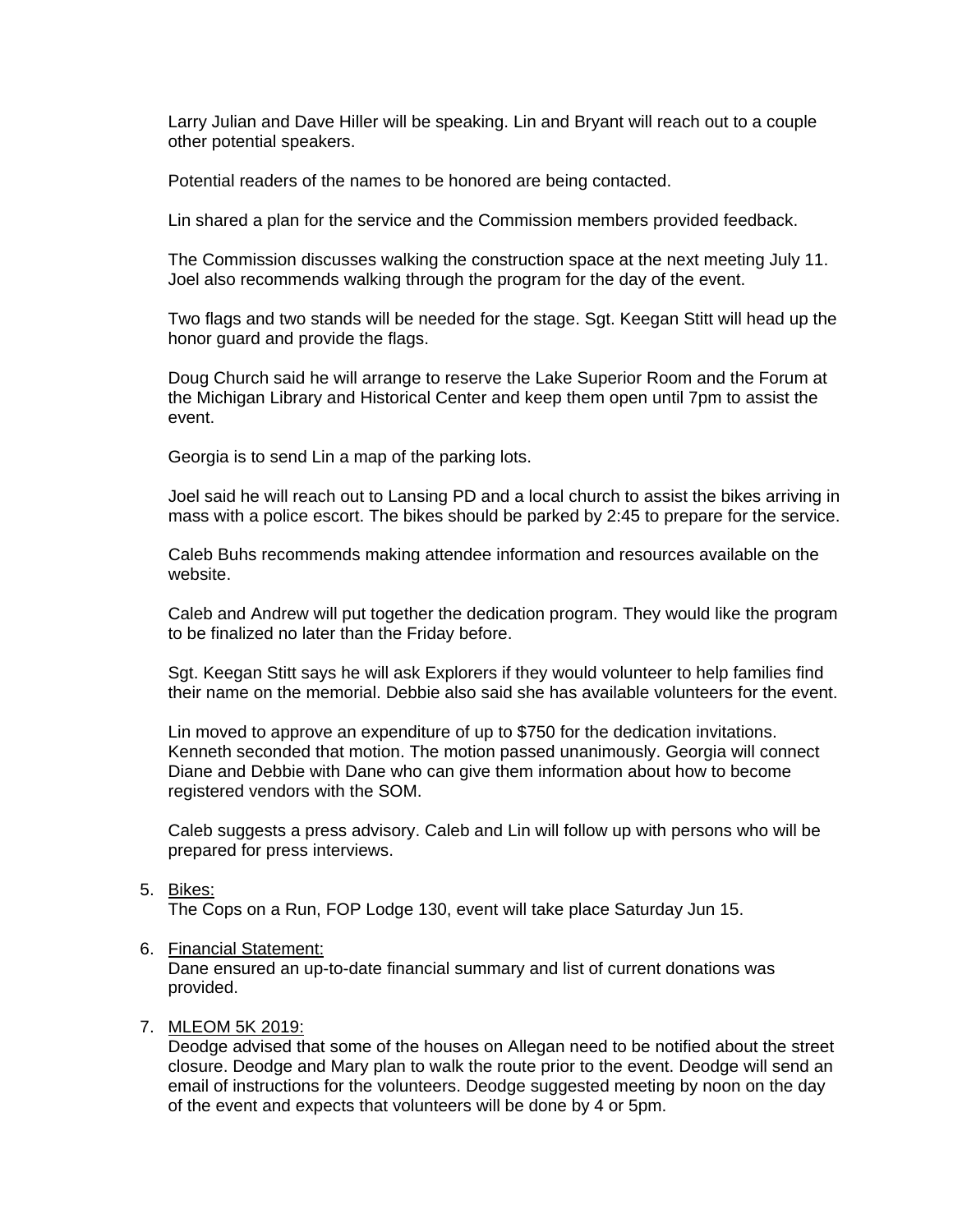Larry Julian and Dave Hiller will be speaking. Lin and Bryant will reach out to a couple other potential speakers.

Potential readers of the names to be honored are being contacted.

Lin shared a plan for the service and the Commission members provided feedback.

The Commission discusses walking the construction space at the next meeting July 11. Joel also recommends walking through the program for the day of the event.

Two flags and two stands will be needed for the stage. Sgt. Keegan Stitt will head up the honor guard and provide the flags.

Doug Church said he will arrange to reserve the Lake Superior Room and the Forum at the Michigan Library and Historical Center and keep them open until 7pm to assist the event.

Georgia is to send Lin a map of the parking lots.

Joel said he will reach out to Lansing PD and a local church to assist the bikes arriving in mass with a police escort. The bikes should be parked by 2:45 to prepare for the service.

Caleb Buhs recommends making attendee information and resources available on the website.

Caleb and Andrew will put together the dedication program. They would like the program to be finalized no later than the Friday before.

Sgt. Keegan Stitt says he will ask Explorers if they would volunteer to help families find their name on the memorial. Debbie also said she has available volunteers for the event.

Lin moved to approve an expenditure of up to $750 for the dedication invitations. Kenneth seconded that motion. The motion passed unanimously. Georgia will connect Diane and Debbie with Dane who can give them information about how to become registered vendors with the SOM.

Caleb suggests a press advisory. Caleb and Lin will follow up with persons who will be prepared for press interviews.

5. <u>Bikes:</u>
   The Cops on a Run, FOP Lodge 130, event will take place Saturday Jun 15.

6. <u>Financial Statement:</u>
   Dane ensured an up-to-date financial summary and list of current donations was provided.

7. <u>MLEOM 5K 2019:</u>
   Deodge advised that some of the houses on Allegan need to be notified about the street closure. Deodge and Mary plan to walk the route prior to the event. Deodge will send an email of instructions for the volunteers. Deodge suggested meeting by noon on the day of the event and expects that volunteers will be done by 4 or 5pm.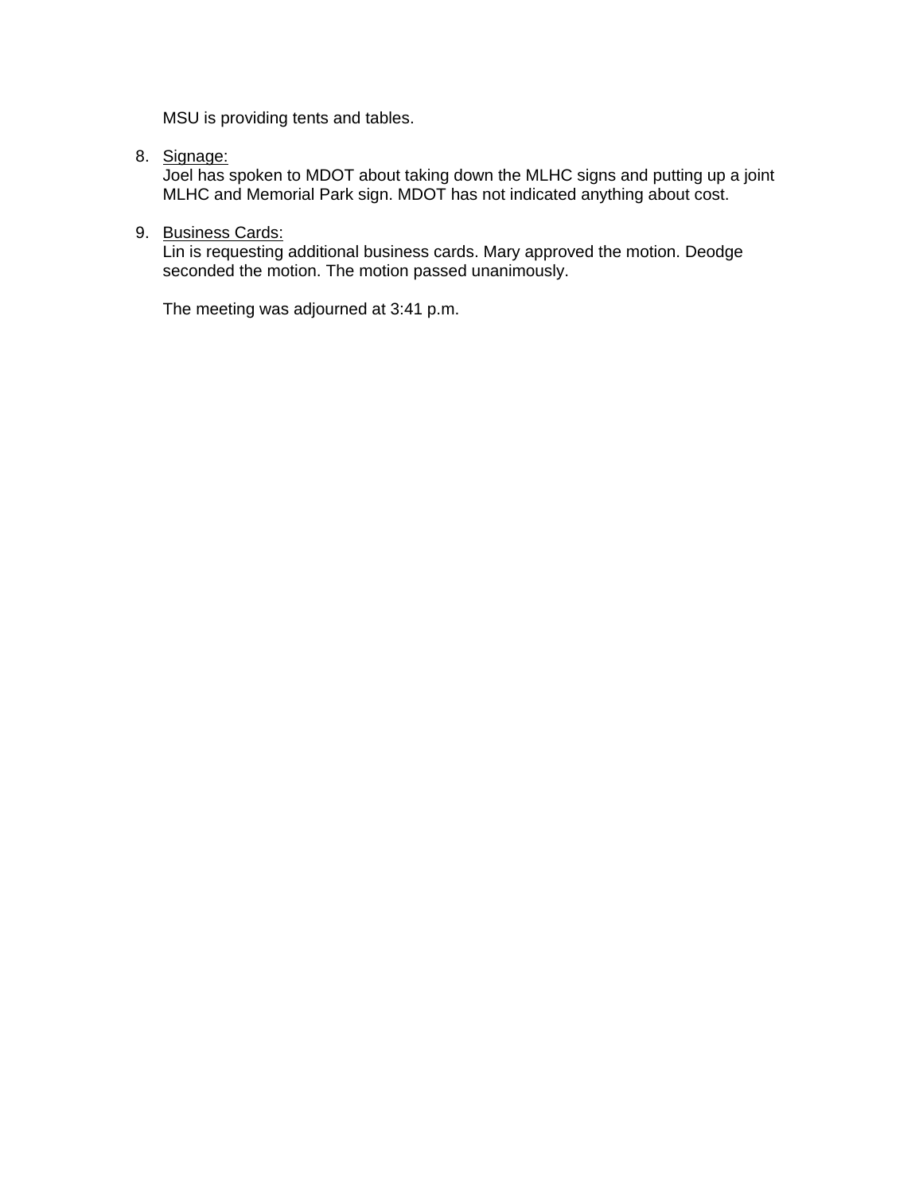MSU is providing tents and tables.

8. <u>Signage:</u>
   Joel has spoken to MDOT about taking down the MLHC signs and putting up a joint MLHC and Memorial Park sign. MDOT has not indicated anything about cost.

9. <u>Business Cards:</u>
   Lin is requesting additional business cards. Mary approved the motion. Deodge seconded the motion. The motion passed unanimously.

   The meeting was adjourned at 3:41 p.m.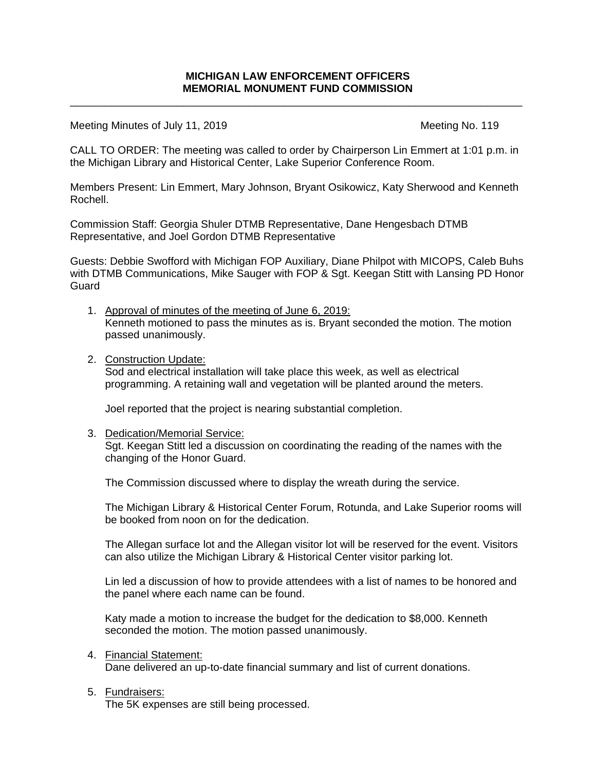**MICHIGAN LAW ENFORCEMENT OFFICERS**
**MEMORIAL MONUMENT FUND COMMISSION**

---

Meeting Minutes of July 11, 2019 Meeting No. 119

CALL TO ORDER: The meeting was called to order by Chairperson Lin Emmert at 1:01 p.m. in the Michigan Library and Historical Center, Lake Superior Conference Room.

Members Present: Lin Emmert, Mary Johnson, Bryant Osikowicz, Katy Sherwood and Kenneth Rochell.

Commission Staff: Georgia Shuler DTMB Representative, Dane Hengesbach DTMB Representative, and Joel Gordon DTMB Representative

Guests: Debbie Swofford with Michigan FOP Auxiliary, Diane Philpot with MICOPS, Caleb Buhs with DTMB Communications, Mike Sauger with FOP & Sgt. Keegan Stitt with Lansing PD Honor Guard

1. Approval of minutes of the meeting of June 6, 2019:
   Kenneth motioned to pass the minutes as is. Bryant seconded the motion. The motion passed unanimously.

2. Construction Update:
   Sod and electrical installation will take place this week, as well as electrical programming. A retaining wall and vegetation will be planted around the meters.

   Joel reported that the project is nearing substantial completion.

3. Dedication/Memorial Service:
   Sgt. Keegan Stitt led a discussion on coordinating the reading of the names with the changing of the Honor Guard.

   The Commission discussed where to display the wreath during the service.

   The Michigan Library & Historical Center Forum, Rotunda, and Lake Superior rooms will be booked from noon on for the dedication.

   The Allegan surface lot and the Allegan visitor lot will be reserved for the event. Visitors can also utilize the Michigan Library & Historical Center visitor parking lot.

   Lin led a discussion of how to provide attendees with a list of names to be honored and the panel where each name can be found.

   Katy made a motion to increase the budget for the dedication to $8,000. Kenneth seconded the motion. The motion passed unanimously.

4. Financial Statement:
   Dane delivered an up-to-date financial summary and list of current donations.

5. Fundraisers:
   The 5K expenses are still being processed.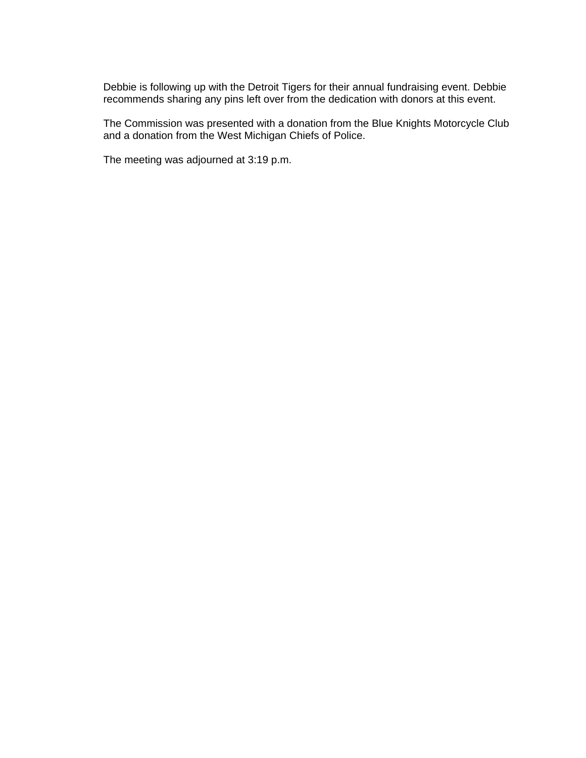Debbie is following up with the Detroit Tigers for their annual fundraising event. Debbie recommends sharing any pins left over from the dedication with donors at this event.

The Commission was presented with a donation from the Blue Knights Motorcycle Club and a donation from the West Michigan Chiefs of Police.

The meeting was adjourned at 3:19 p.m.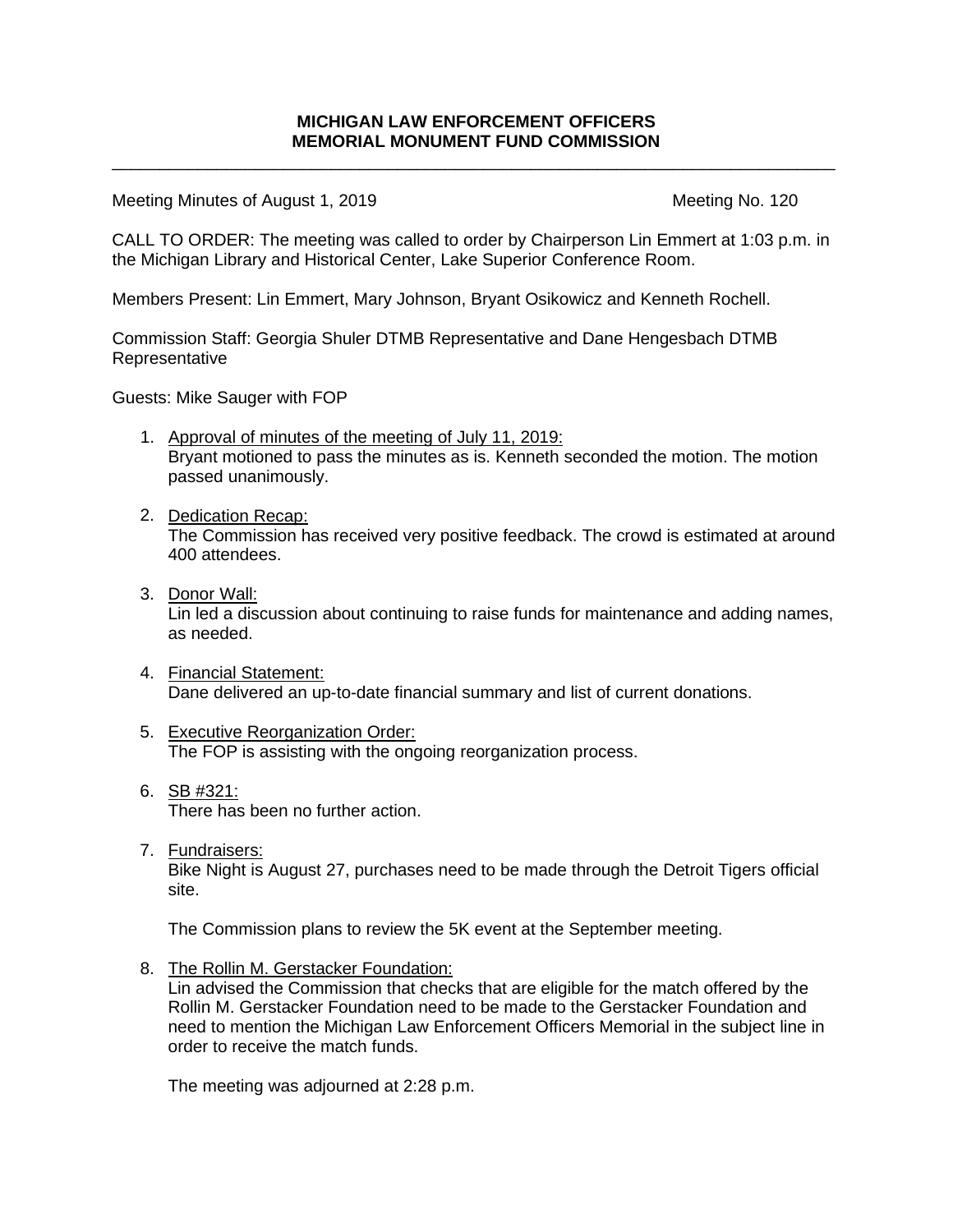**MICHIGAN LAW ENFORCEMENT OFFICERS**
**MEMORIAL MONUMENT FUND COMMISSION**

---

Meeting Minutes of August 1, 2019 Meeting No. 120

CALL TO ORDER: The meeting was called to order by Chairperson Lin Emmert at 1:03 p.m. in the Michigan Library and Historical Center, Lake Superior Conference Room.

Members Present: Lin Emmert, Mary Johnson, Bryant Osikowicz and Kenneth Rochell.

Commission Staff: Georgia Shuler DTMB Representative and Dane Hengesbach DTMB Representative

Guests: Mike Sauger with FOP

1. <u>Approval of minutes of the meeting of July 11, 2019:</u>
   Bryant motioned to pass the minutes as is. Kenneth seconded the motion. The motion passed unanimously.

2. <u>Dedication Recap:</u>
   The Commission has received very positive feedback. The crowd is estimated at around 400 attendees.

3. <u>Donor Wall:</u>
   Lin led a discussion about continuing to raise funds for maintenance and adding names, as needed.

4. <u>Financial Statement:</u>
   Dane delivered an up-to-date financial summary and list of current donations.

5. <u>Executive Reorganization Order:</u>
   The FOP is assisting with the ongoing reorganization process.

6. <u>SB #321:</u>
   There has been no further action.

7. <u>Fundraisers:</u>
   Bike Night is August 27, purchases need to be made through the Detroit Tigers official site.

   The Commission plans to review the 5K event at the September meeting.

8. <u>The Rollin M. Gerstacker Foundation:</u>
   Lin advised the Commission that checks that are eligible for the match offered by the Rollin M. Gerstacker Foundation need to be made to the Gerstacker Foundation and need to mention the Michigan Law Enforcement Officers Memorial in the subject line in order to receive the match funds.

   The meeting was adjourned at 2:28 p.m.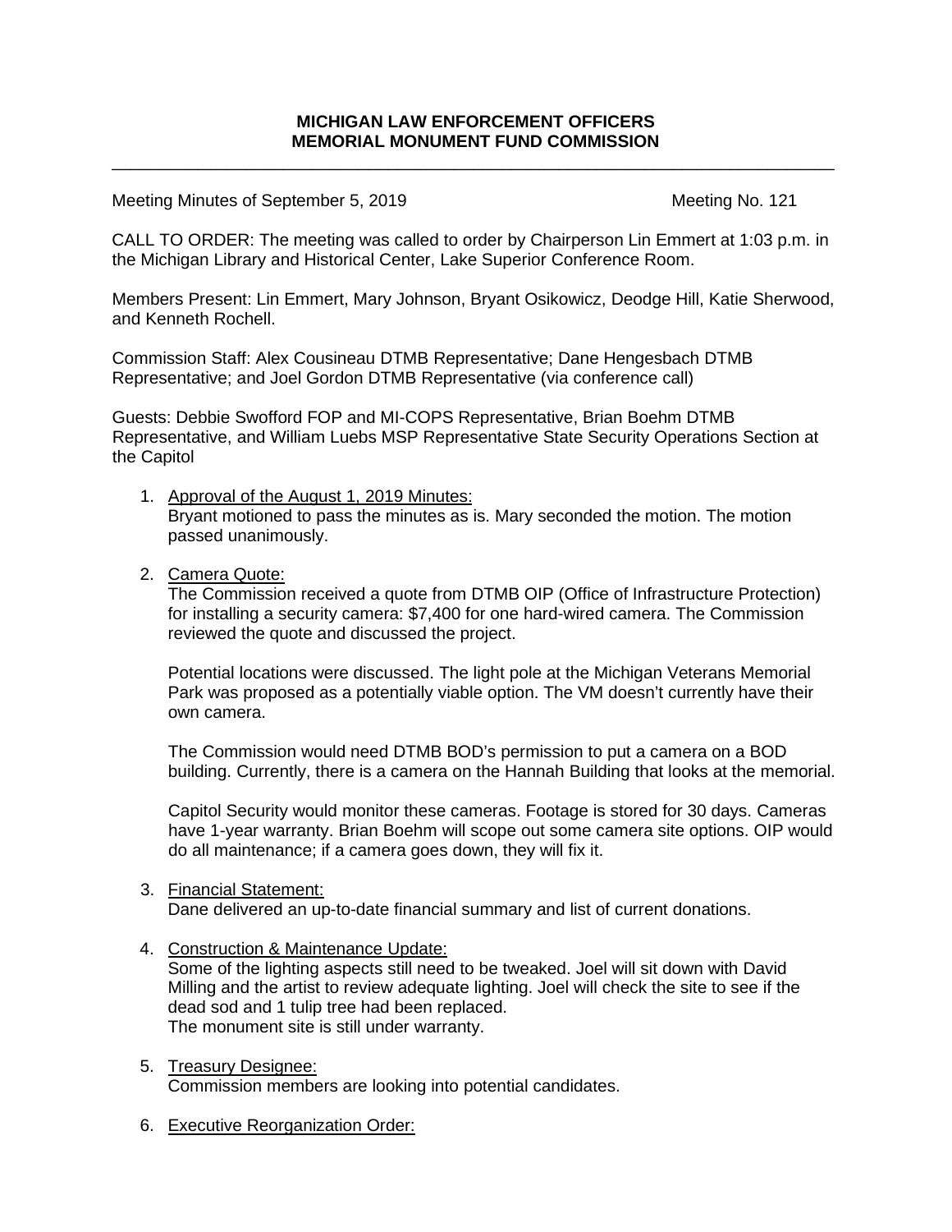**MICHIGAN LAW ENFORCEMENT OFFICERS**
**MEMORIAL MONUMENT FUND COMMISSION**

---

Meeting Minutes of September 5, 2019 Meeting No. 121

CALL TO ORDER: The meeting was called to order by Chairperson Lin Emmert at 1:03 p.m. in the Michigan Library and Historical Center, Lake Superior Conference Room.

Members Present: Lin Emmert, Mary Johnson, Bryant Osikowicz, Deodge Hill, Katie Sherwood, and Kenneth Rochell.

Commission Staff: Alex Cousineau DTMB Representative; Dane Hengesbach DTMB Representative; and Joel Gordon DTMB Representative (via conference call)

Guests: Debbie Swofford FOP and MI-COPS Representative, Brian Boehm DTMB Representative, and William Luebs MSP Representative State Security Operations Section at the Capitol

1. Approval of the August 1, 2019 Minutes:
   Bryant motioned to pass the minutes as is. Mary seconded the motion. The motion passed unanimously.

2. Camera Quote:
   The Commission received a quote from DTMB OIP (Office of Infrastructure Protection) for installing a security camera: $7,400 for one hard-wired camera. The Commission reviewed the quote and discussed the project.

   Potential locations were discussed. The light pole at the Michigan Veterans Memorial Park was proposed as a potentially viable option. The VM doesn't currently have their own camera.

   The Commission would need DTMB BOD's permission to put a camera on a BOD building. Currently, there is a camera on the Hannah Building that looks at the memorial.

   Capitol Security would monitor these cameras. Footage is stored for 30 days. Cameras have 1-year warranty. Brian Boehm will scope out some camera site options. OIP would do all maintenance; if a camera goes down, they will fix it.

3. Financial Statement:
   Dane delivered an up-to-date financial summary and list of current donations.

4. Construction & Maintenance Update:
   Some of the lighting aspects still need to be tweaked. Joel will sit down with David Milling and the artist to review adequate lighting. Joel will check the site to see if the dead sod and 1 tulip tree had been replaced.
   The monument site is still under warranty.

5. Treasury Designee:
   Commission members are looking into potential candidates.

6. Executive Reorganization Order: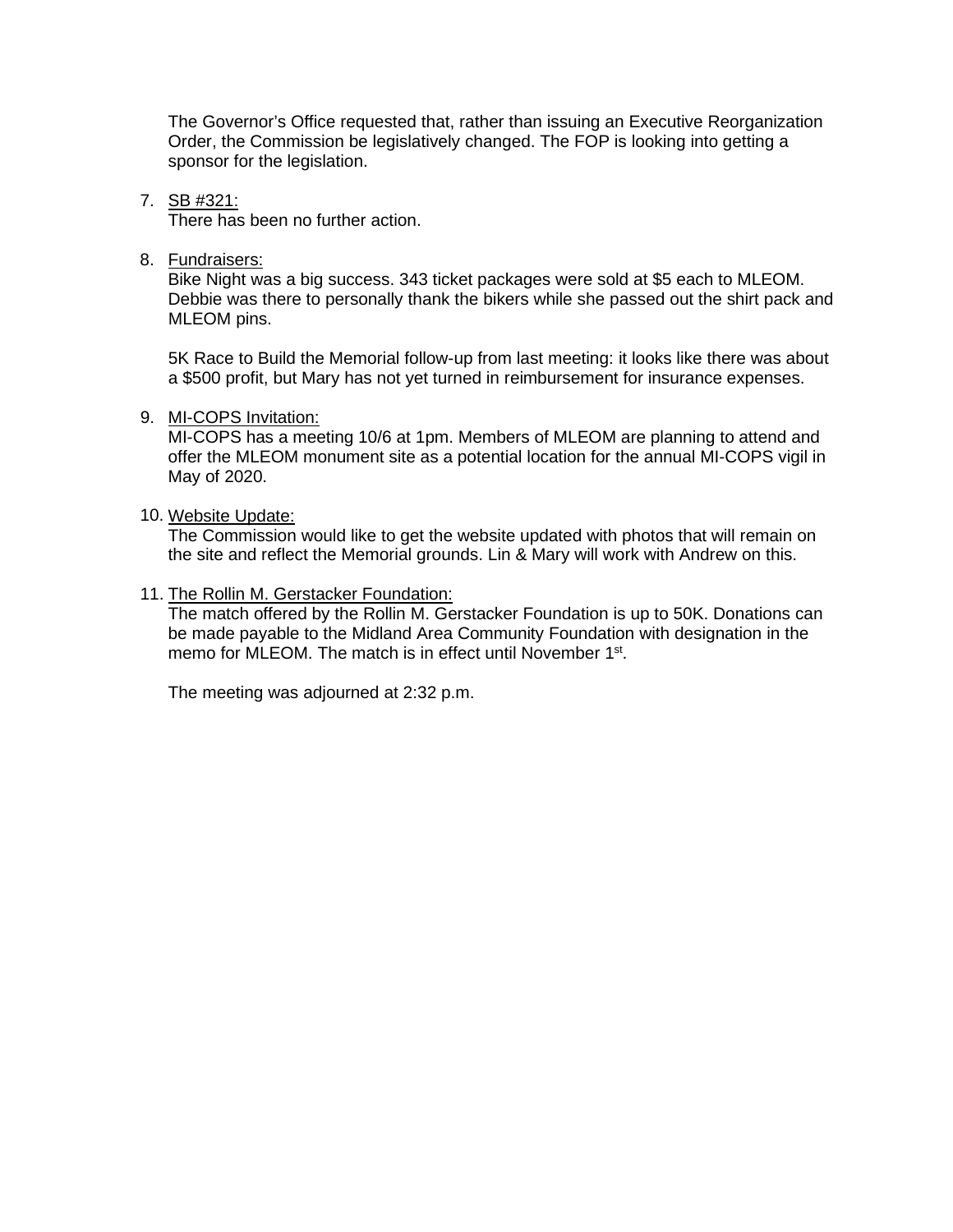The Governor's Office requested that, rather than issuing an Executive Reorganization Order, the Commission be legislatively changed. The FOP is looking into getting a sponsor for the legislation.

7. <u>SB #321:</u>
   There has been no further action.

8. <u>Fundraisers:</u>
   Bike Night was a big success. 343 ticket packages were sold at $5 each to MLEOM. Debbie was there to personally thank the bikers while she passed out the shirt pack and MLEOM pins.

   5K Race to Build the Memorial follow-up from last meeting: it looks like there was about a $500 profit, but Mary has not yet turned in reimbursement for insurance expenses.

9. <u>MI-COPS Invitation:</u>
   MI-COPS has a meeting 10/6 at 1pm. Members of MLEOM are planning to attend and offer the MLEOM monument site as a potential location for the annual MI-COPS vigil in May of 2020.

10. <u>Website Update:</u>
    The Commission would like to get the website updated with photos that will remain on the site and reflect the Memorial grounds. Lin & Mary will work with Andrew on this.

11. <u>The Rollin M. Gerstacker Foundation:</u>
    The match offered by the Rollin M. Gerstacker Foundation is up to 50K. Donations can be made payable to the Midland Area Community Foundation with designation in the memo for MLEOM. The match is in effect until November 1st.

    The meeting was adjourned at 2:32 p.m.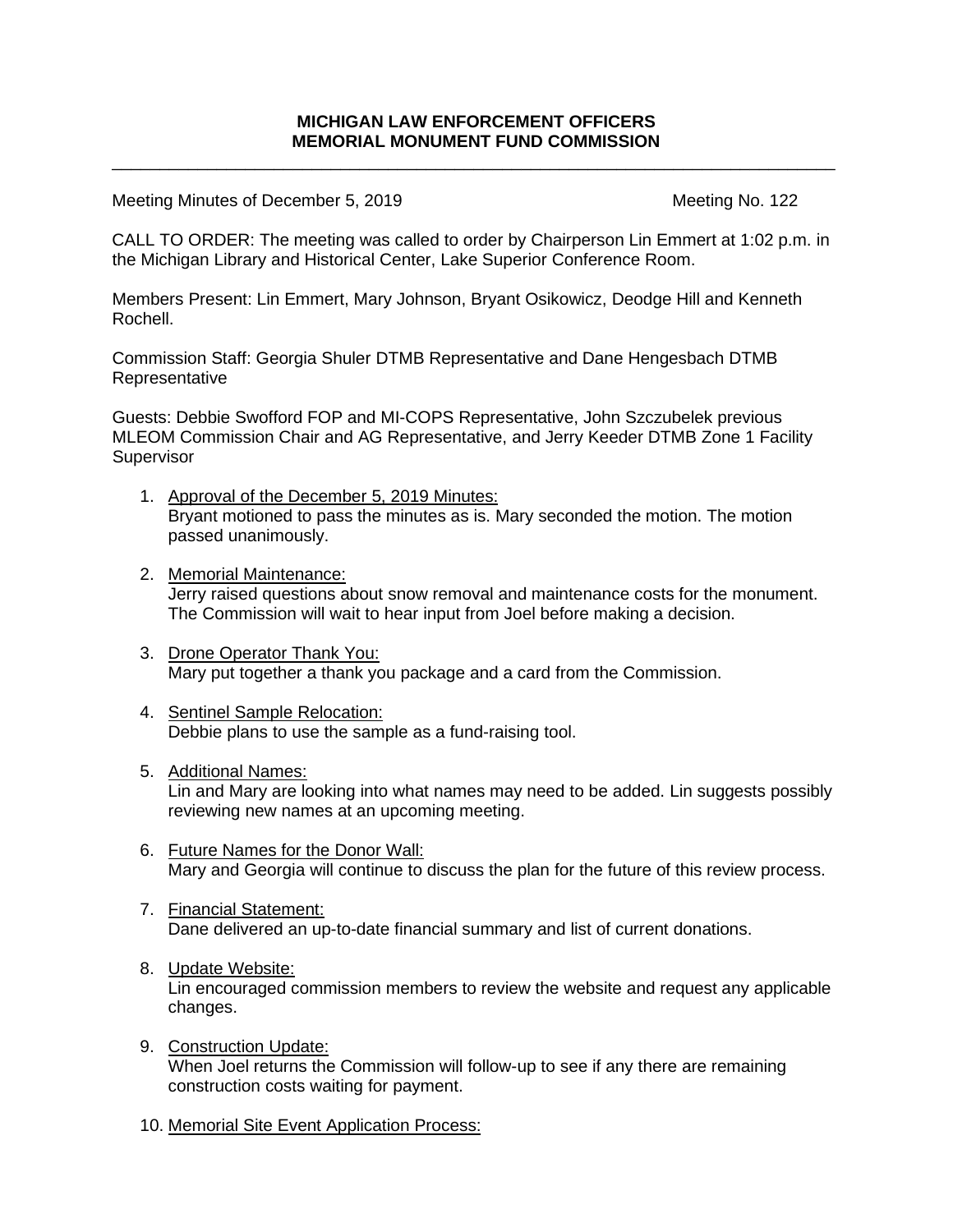**MICHIGAN LAW ENFORCEMENT OFFICERS**
**MEMORIAL MONUMENT FUND COMMISSION**

---

Meeting Minutes of December 5, 2019 Meeting No. 122

CALL TO ORDER: The meeting was called to order by Chairperson Lin Emmert at 1:02 p.m. in the Michigan Library and Historical Center, Lake Superior Conference Room.

Members Present: Lin Emmert, Mary Johnson, Bryant Osikowicz, Deodge Hill and Kenneth Rochell.

Commission Staff: Georgia Shuler DTMB Representative and Dane Hengesbach DTMB Representative

Guests: Debbie Swofford FOP and MI-COPS Representative, John Szczubelek previous MLEOM Commission Chair and AG Representative, and Jerry Keeder DTMB Zone 1 Facility Supervisor

1. Approval of the December 5, 2019 Minutes:
   Bryant motioned to pass the minutes as is. Mary seconded the motion. The motion passed unanimously.

2. Memorial Maintenance:
   Jerry raised questions about snow removal and maintenance costs for the monument. The Commission will wait to hear input from Joel before making a decision.

3. Drone Operator Thank You:
   Mary put together a thank you package and a card from the Commission.

4. Sentinel Sample Relocation:
   Debbie plans to use the sample as a fund-raising tool.

5. Additional Names:
   Lin and Mary are looking into what names may need to be added. Lin suggests possibly reviewing new names at an upcoming meeting.

6. Future Names for the Donor Wall:
   Mary and Georgia will continue to discuss the plan for the future of this review process.

7. Financial Statement:
   Dane delivered an up-to-date financial summary and list of current donations.

8. Update Website:
   Lin encouraged commission members to review the website and request any applicable changes.

9. Construction Update:
   When Joel returns the Commission will follow-up to see if any there are remaining construction costs waiting for payment.

10. Memorial Site Event Application Process: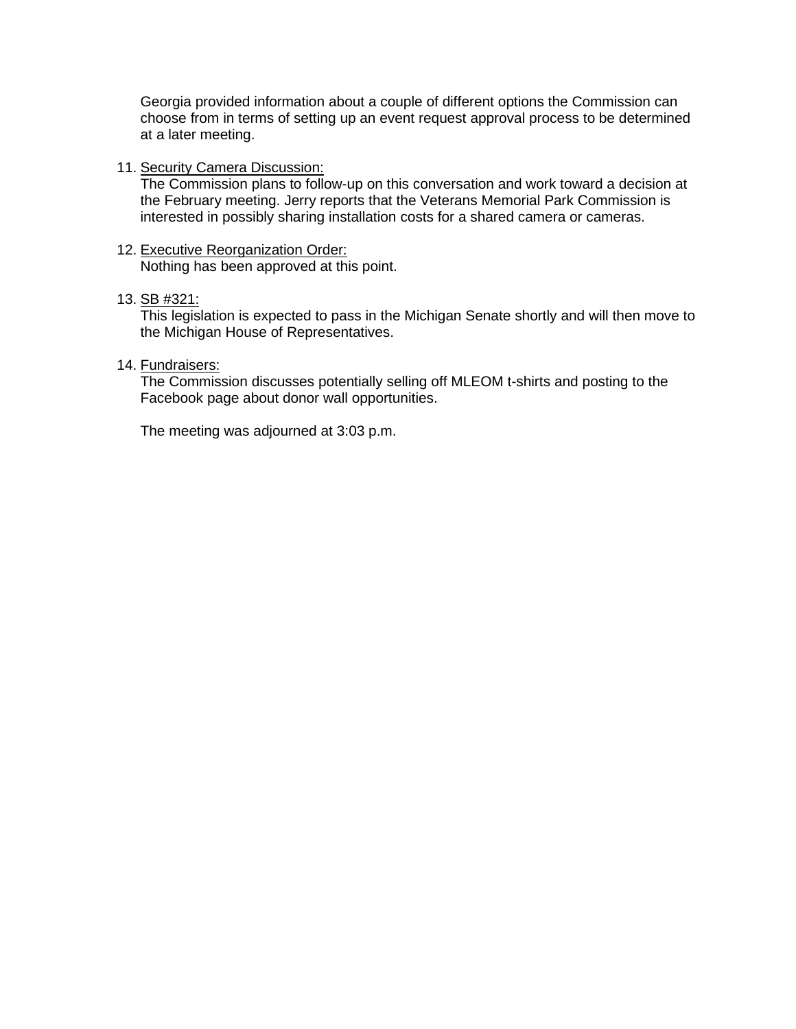Georgia provided information about a couple of different options the Commission can choose from in terms of setting up an event request approval process to be determined at a later meeting.

11. Security Camera Discussion:
    The Commission plans to follow-up on this conversation and work toward a decision at the February meeting. Jerry reports that the Veterans Memorial Park Commission is interested in possibly sharing installation costs for a shared camera or cameras.

12. Executive Reorganization Order:
    Nothing has been approved at this point.

13. SB #321:
    This legislation is expected to pass in the Michigan Senate shortly and will then move to the Michigan House of Representatives.

14. Fundraisers:
    The Commission discusses potentially selling off MLEOM t-shirts and posting to the Facebook page about donor wall opportunities.

The meeting was adjourned at 3:03 p.m.